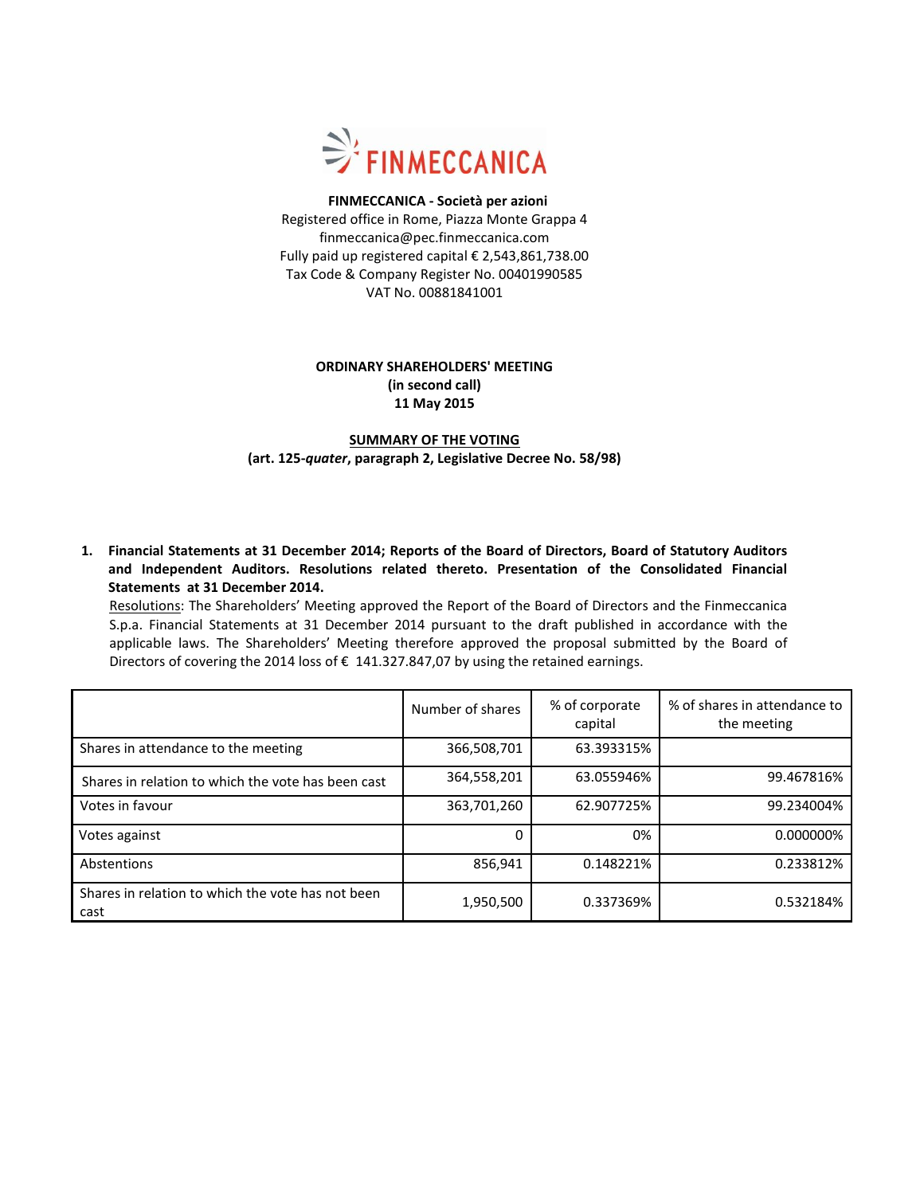**FINMECCANICA - Società per azioni**
Registered office in Rome, Piazza Monte Grappa 4
finmeccanica@pec.finmeccanica.com
Fully paid up registered capital € 2,543,861,738.00
Tax Code & Company Register No. 00401990585
VAT No. 00881841001

**ORDINARY SHAREHOLDERS' MEETING**
**(in second call)**
**11 May 2015**

**SUMMARY OF THE VOTING**
**(art. 125-*quater*, paragraph 2, Legislative Decree No. 58/98)**

1. **Financial Statements at 31 December 2014; Reports of the Board of Directors, Board of Statutory Auditors and Independent Auditors. Resolutions related thereto. Presentation of the Consolidated Financial Statements at 31 December 2014.**
   Resolutions: The Shareholders' Meeting approved the Report of the Board of Directors and the Finmeccanica S.p.a. Financial Statements at 31 December 2014 pursuant to the draft published in accordance with the applicable laws. The Shareholders' Meeting therefore approved the proposal submitted by the Board of Directors of covering the 2014 loss of € 141.327.847,07 by using the retained earnings.

| | Number of shares | % of corporate capital | % of shares in attendance to the meeting |
|---|---|---|---|
| Shares in attendance to the meeting | 366,508,701 | 63.393315% | |
| Shares in relation to which the vote has been cast | 364,558,201 | 63.055946% | 99.467816% |
| Votes in favour | 363,701,260 | 62.907725% | 99.234004% |
| Votes against | 0 | 0% | 0.000000% |
| Abstentions | 856,941 | 0.148221% | 0.233812% |
| Shares in relation to which the vote has not been cast | 1,950,500 | 0.337369% | 0.532184% |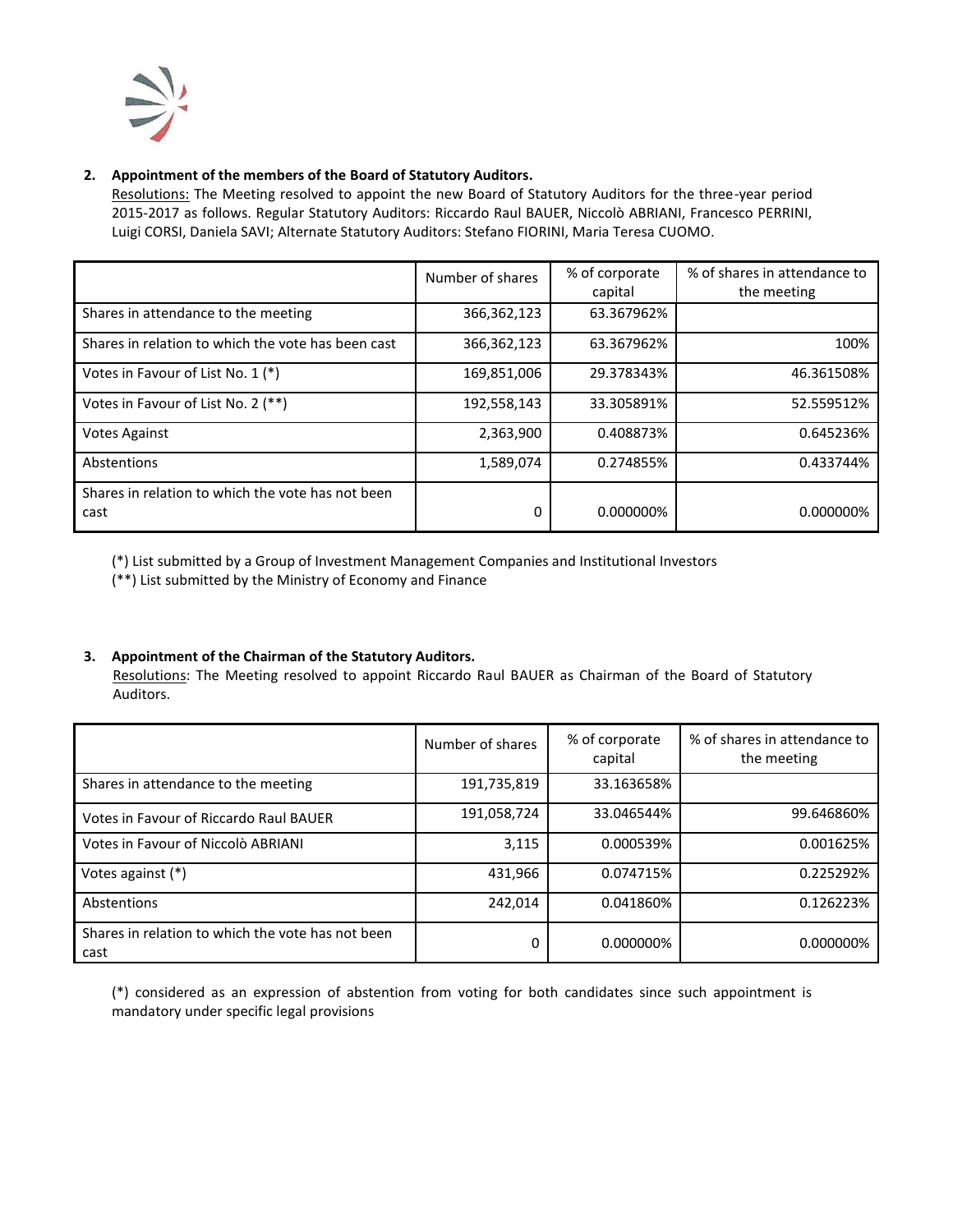2. **Appointment of the members of the Board of Statutory Auditors.**
   Resolutions: The Meeting resolved to appoint the new Board of Statutory Auditors for the three-year period 2015-2017 as follows. Regular Statutory Auditors: Riccardo Raul BAUER, Niccolò ABRIANI, Francesco PERRINI, Luigi CORSI, Daniela SAVI; Alternate Statutory Auditors: Stefano FIORINI, Maria Teresa CUOMO.

| | Number of shares | % of corporate capital | % of shares in attendance to the meeting |
|---|---|---|---|
| Shares in attendance to the meeting | 366,362,123 | 63.367962% | |
| Shares in relation to which the vote has been cast | 366,362,123 | 63.367962% | 100% |
| Votes in Favour of List No. 1 (*) | 169,851,006 | 29.378343% | 46.361508% |
| Votes in Favour of List No. 2 (**) | 192,558,143 | 33.305891% | 52.559512% |
| Votes Against | 2,363,900 | 0.408873% | 0.645236% |
| Abstentions | 1,589,074 | 0.274855% | 0.433744% |
| Shares in relation to which the vote has not been cast | 0 | 0.000000% | 0.000000% |

(*) List submitted by a Group of Investment Management Companies and Institutional Investors
(**) List submitted by the Ministry of Economy and Finance

3. **Appointment of the Chairman of the Statutory Auditors.**
   Resolutions: The Meeting resolved to appoint Riccardo Raul BAUER as Chairman of the Board of Statutory Auditors.

| | Number of shares | % of corporate capital | % of shares in attendance to the meeting |
|---|---|---|---|
| Shares in attendance to the meeting | 191,735,819 | 33.163658% | |
| Votes in Favour of Riccardo Raul BAUER | 191,058,724 | 33.046544% | 99.646860% |
| Votes in Favour of Niccolò ABRIANI | 3,115 | 0.000539% | 0.001625% |
| Votes against (*) | 431,966 | 0.074715% | 0.225292% |
| Abstentions | 242,014 | 0.041860% | 0.126223% |
| Shares in relation to which the vote has not been cast | 0 | 0.000000% | 0.000000% |

(*) considered as an expression of abstention from voting for both candidates since such appointment is mandatory under specific legal provisions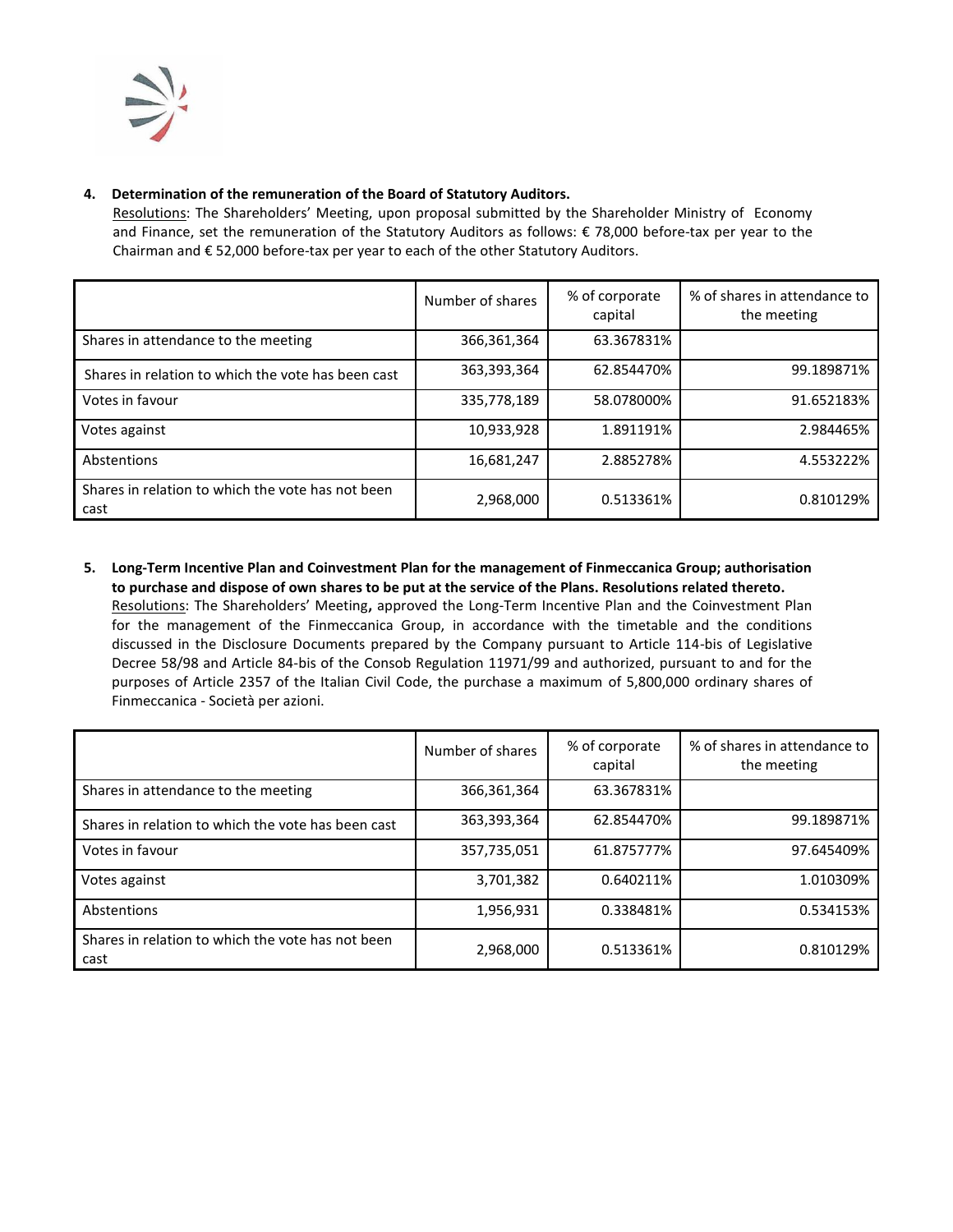4. **Determination of the remuneration of the Board of Statutory Auditors.**

Resolutions: The Shareholders' Meeting, upon proposal submitted by the Shareholder Ministry of Economy and Finance, set the remuneration of the Statutory Auditors as follows: € 78,000 before-tax per year to the Chairman and € 52,000 before-tax per year to each of the other Statutory Auditors.

| | Number of shares | % of corporate capital | % of shares in attendance to the meeting |
|---|---|---|---|
| Shares in attendance to the meeting | 366,361,364 | 63.367831% | |
| Shares in relation to which the vote has been cast | 363,393,364 | 62.854470% | 99.189871% |
| Votes in favour | 335,778,189 | 58.078000% | 91.652183% |
| Votes against | 10,933,928 | 1.891191% | 2.984465% |
| Abstentions | 16,681,247 | 2.885278% | 4.553222% |
| Shares in relation to which the vote has not been cast | 2,968,000 | 0.513361% | 0.810129% |

5. **Long-Term Incentive Plan and Coinvestment Plan for the management of Finmeccanica Group; authorisation to purchase and dispose of own shares to be put at the service of the Plans. Resolutions related thereto.**

Resolutions: The Shareholders' Meeting**,** approved the Long-Term Incentive Plan and the Coinvestment Plan for the management of the Finmeccanica Group, in accordance with the timetable and the conditions discussed in the Disclosure Documents prepared by the Company pursuant to Article 114-bis of Legislative Decree 58/98 and Article 84-bis of the Consob Regulation 11971/99 and authorized, pursuant to and for the purposes of Article 2357 of the Italian Civil Code, the purchase a maximum of 5,800,000 ordinary shares of Finmeccanica - Società per azioni.

| | Number of shares | % of corporate capital | % of shares in attendance to the meeting |
|---|---|---|---|
| Shares in attendance to the meeting | 366,361,364 | 63.367831% | |
| Shares in relation to which the vote has been cast | 363,393,364 | 62.854470% | 99.189871% |
| Votes in favour | 357,735,051 | 61.875777% | 97.645409% |
| Votes against | 3,701,382 | 0.640211% | 1.010309% |
| Abstentions | 1,956,931 | 0.338481% | 0.534153% |
| Shares in relation to which the vote has not been cast | 2,968,000 | 0.513361% | 0.810129% |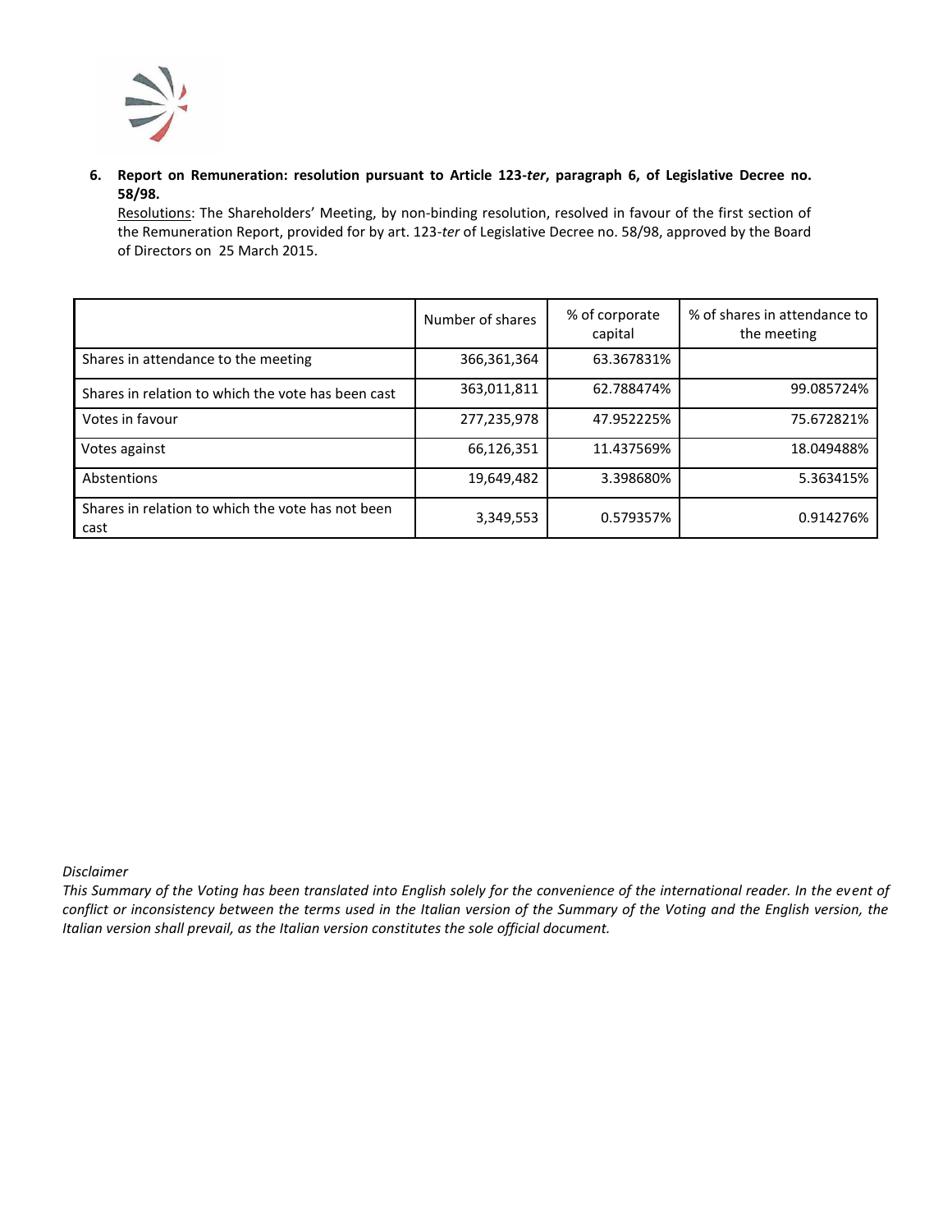6. **Report on Remuneration: resolution pursuant to Article 123-*ter*, paragraph 6, of Legislative Decree no. 58/98.**

Resolutions: The Shareholders' Meeting, by non-binding resolution, resolved in favour of the first section of the Remuneration Report, provided for by art. 123-*ter* of Legislative Decree no. 58/98, approved by the Board of Directors on 25 March 2015.

| | Number of shares | % of corporate capital | % of shares in attendance to the meeting |
|---|---|---|---|
| Shares in attendance to the meeting | 366,361,364 | 63.367831% | |
| Shares in relation to which the vote has been cast | 363,011,811 | 62.788474% | 99.085724% |
| Votes in favour | 277,235,978 | 47.952225% | 75.672821% |
| Votes against | 66,126,351 | 11.437569% | 18.049488% |
| Abstentions | 19,649,482 | 3.398680% | 5.363415% |
| Shares in relation to which the vote has not been cast | 3,349,553 | 0.579357% | 0.914276% |

*Disclaimer*

*This Summary of the Voting has been translated into English solely for the convenience of the international reader. In the event of conflict or inconsistency between the terms used in the Italian version of the Summary of the Voting and the English version, the Italian version shall prevail, as the Italian version constitutes the sole official document.*